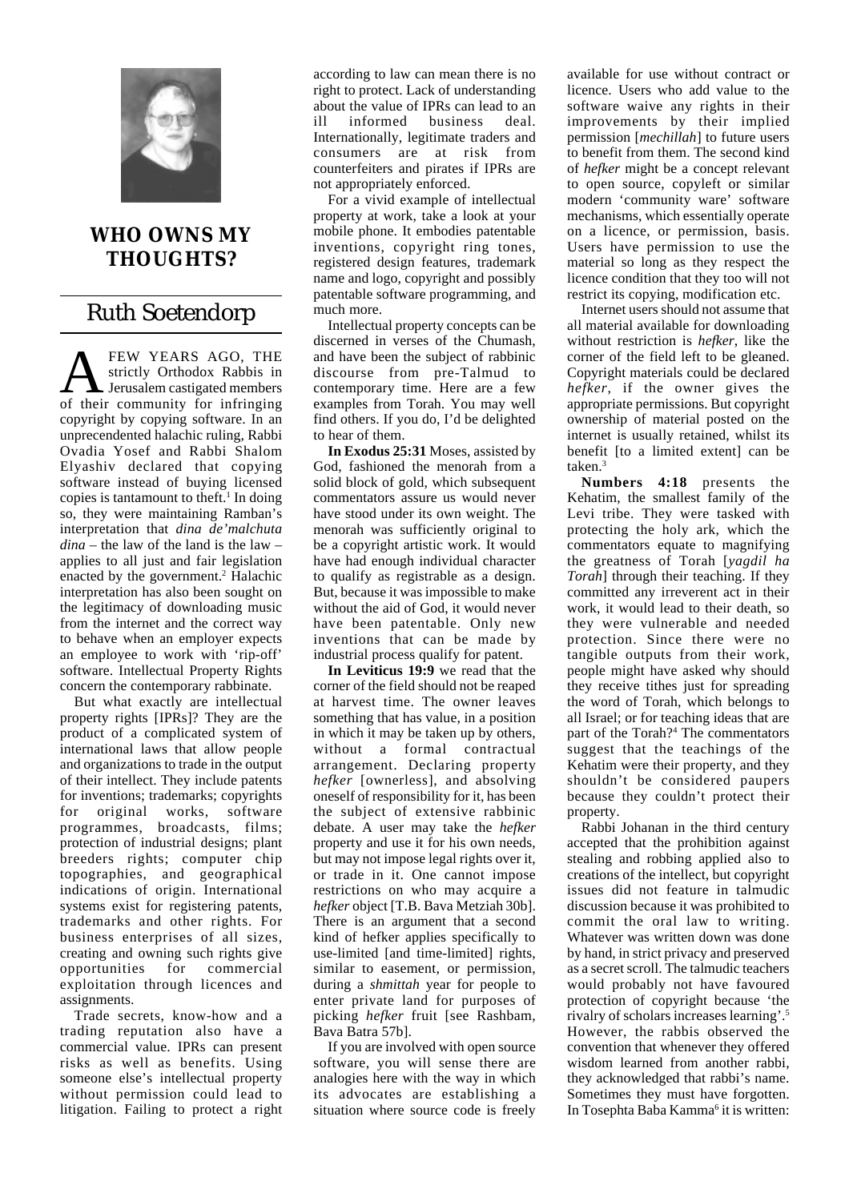# WHO OWNS MY THOUGHTS?

## Ruth Soetendorp

A FEW YEARS AGO, THE strictly Orthodox Rabbis in Jerusalem castigated members of their community for infringing copyright by copying software. In an unprecendented halachic ruling, Rabbi Ovadia Yosef and Rabbi Shalom Elyashiv declared that copying software instead of buying licensed copies is tantamount to theft.[1] In doing so, they were maintaining Ramban's interpretation that *dina de'malchuta dina* – the law of the land is the law – applies to all just and fair legislation enacted by the government.[2] Halachic interpretation has also been sought on the legitimacy of downloading music from the internet and the correct way to behave when an employer expects an employee to work with 'rip-off' software. Intellectual Property Rights concern the contemporary rabbinate.

But what exactly are intellectual property rights [IPRs]? They are the product of a complicated system of international laws that allow people and organizations to trade in the output of their intellect. They include patents for inventions; trademarks; copyrights for original works, software programmes, broadcasts, films; protection of industrial designs; plant breeders rights; computer chip topographies, and geographical indications of origin. International systems exist for registering patents, trademarks and other rights. For business enterprises of all sizes, creating and owning such rights give opportunities for commercial exploitation through licences and assignments.

Trade secrets, know-how and a trading reputation also have a commercial value. IPRs can present risks as well as benefits. Using someone else's intellectual property without permission could lead to litigation. Failing to protect a right according to law can mean there is no right to protect. Lack of understanding about the value of IPRs can lead to an ill informed business deal. Internationally, legitimate traders and consumers are at risk from counterfeiters and pirates if IPRs are not appropriately enforced.

For a vivid example of intellectual property at work, take a look at your mobile phone. It embodies patentable inventions, copyright ring tones, registered design features, trademark name and logo, copyright and possibly patentable software programming, and much more.

Intellectual property concepts can be discerned in verses of the Chumash, and have been the subject of rabbinic discourse from pre-Talmud to contemporary time. Here are a few examples from Torah. You may well find others. If you do, I'd be delighted to hear of them.

**In Exodus 25:31** Moses, assisted by God, fashioned the menorah from a solid block of gold, which subsequent commentators assure us would never have stood under its own weight. The menorah was sufficiently original to be a copyright artistic work. It would have had enough individual character to qualify as registrable as a design. But, because it was impossible to make without the aid of God, it would never have been patentable. Only new inventions that can be made by industrial process qualify for patent.

**In Leviticus 19:9** we read that the corner of the field should not be reaped at harvest time. The owner leaves something that has value, in a position in which it may be taken up by others, without a formal contractual arrangement. Declaring property *hefker* [ownerless], and absolving oneself of responsibility for it, has been the subject of extensive rabbinic debate. A user may take the *hefker* property and use it for his own needs, but may not impose legal rights over it, or trade in it. One cannot impose restrictions on who may acquire a *hefker* object [T.B. Bava Metziah 30b]. There is an argument that a second kind of hefker applies specifically to use-limited [and time-limited] rights, similar to easement, or permission, during a *shmittah* year for people to enter private land for purposes of picking *hefker* fruit [see Rashbam, Bava Batra 57b].

If you are involved with open source software, you will sense there are analogies here with the way in which its advocates are establishing a situation where source code is freely available for use without contract or licence. Users who add value to the software waive any rights in their improvements by their implied permission [*mechillah*] to future users to benefit from them. The second kind of *hefker* might be a concept relevant to open source, copyleft or similar modern 'community ware' software mechanisms, which essentially operate on a licence, or permission, basis. Users have permission to use the material so long as they respect the licence condition that they too will not restrict its copying, modification etc.

Internet users should not assume that all material available for downloading without restriction is *hefker*, like the corner of the field left to be gleaned. Copyright materials could be declared *hefker*, if the owner gives the appropriate permissions. But copyright ownership of material posted on the internet is usually retained, whilst its benefit [to a limited extent] can be taken.[3]

**Numbers 4:18** presents the Kehatim, the smallest family of the Levi tribe. They were tasked with protecting the holy ark, which the commentators equate to magnifying the greatness of Torah [*yagdil ha Torah*] through their teaching. If they committed any irreverent act in their work, it would lead to their death, so they were vulnerable and needed protection. Since there were no tangible outputs from their work, people might have asked why should they receive tithes just for spreading the word of Torah, which belongs to all Israel; or for teaching ideas that are part of the Torah?[4] The commentators suggest that the teachings of the Kehatim were their property, and they shouldn't be considered paupers because they couldn't protect their property.

Rabbi Johanan in the third century accepted that the prohibition against stealing and robbing applied also to creations of the intellect, but copyright issues did not feature in talmudic discussion because it was prohibited to commit the oral law to writing. Whatever was written down was done by hand, in strict privacy and preserved as a secret scroll. The talmudic teachers would probably not have favoured protection of copyright because 'the rivalry of scholars increases learning'.[5] However, the rabbis observed the convention that whenever they offered wisdom learned from another rabbi, they acknowledged that rabbi's name. Sometimes they must have forgotten. In Tosephta Baba Kamma[6] it is written: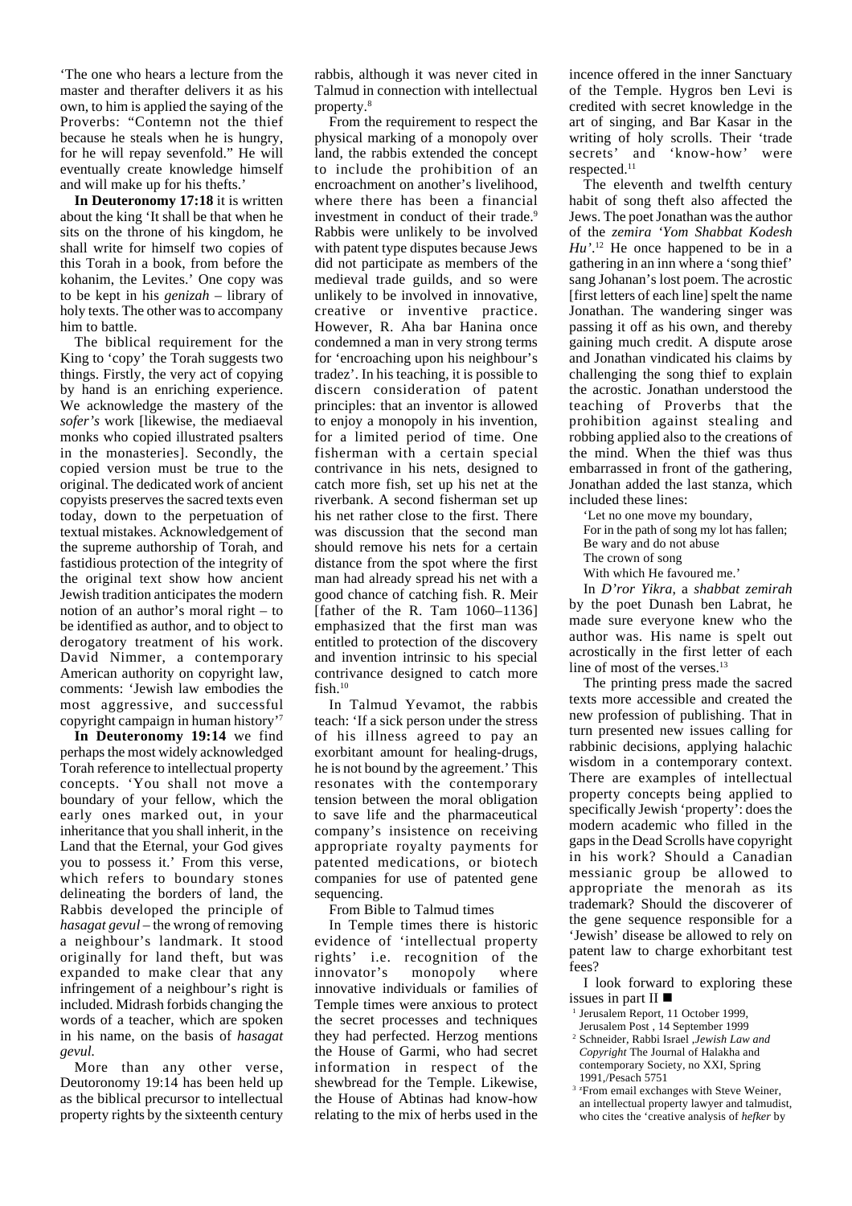'The one who hears a lecture from the master and therafter delivers it as his own, to him is applied the saying of the Proverbs: "Contemn not the thief because he steals when he is hungry, for he will repay sevenfold." He will eventually create knowledge himself and will make up for his thefts.'

**In Deuteronomy 17:18** it is written about the king 'It shall be that when he sits on the throne of his kingdom, he shall write for himself two copies of this Torah in a book, from before the kohanim, the Levites.' One copy was to be kept in his *genizah* – library of holy texts. The other was to accompany him to battle.

The biblical requirement for the King to 'copy' the Torah suggests two things. Firstly, the very act of copying by hand is an enriching experience. We acknowledge the mastery of the *sofer's* work [likewise, the mediaeval monks who copied illustrated psalters in the monasteries]. Secondly, the copied version must be true to the original. The dedicated work of ancient copyists preserves the sacred texts even today, down to the perpetuation of textual mistakes. Acknowledgement of the supreme authorship of Torah, and fastidious protection of the integrity of the original text show how ancient Jewish tradition anticipates the modern notion of an author's moral right – to be identified as author, and to object to derogatory treatment of his work. David Nimmer, a contemporary American authority on copyright law, comments: 'Jewish law embodies the most aggressive, and successful copyright campaign in human history'[7]

**In Deuteronomy 19:14** we find perhaps the most widely acknowledged Torah reference to intellectual property concepts. 'You shall not move a boundary of your fellow, which the early ones marked out, in your inheritance that you shall inherit, in the Land that the Eternal, your God gives you to possess it.' From this verse, which refers to boundary stones delineating the borders of land, the Rabbis developed the principle of *hasagat gevul* – the wrong of removing a neighbour's landmark. It stood originally for land theft, but was expanded to make clear that any infringement of a neighbour's right is included. Midrash forbids changing the words of a teacher, which are spoken in his name, on the basis of *hasagat gevul.*

More than any other verse, Deutoronomy 19:14 has been held up as the biblical precursor to intellectual property rights by the sixteenth century rabbis, although it was never cited in Talmud in connection with intellectual property.[8]

From the requirement to respect the physical marking of a monopoly over land, the rabbis extended the concept to include the prohibition of an encroachment on another's livelihood, where there has been a financial investment in conduct of their trade.[9] Rabbis were unlikely to be involved with patent type disputes because Jews did not participate as members of the medieval trade guilds, and so were unlikely to be involved in innovative, creative or inventive practice. However, R. Aha bar Hanina once condemned a man in very strong terms for 'encroaching upon his neighbour's tradez'. In his teaching, it is possible to discern consideration of patent principles: that an inventor is allowed to enjoy a monopoly in his invention, for a limited period of time. One fisherman with a certain special contrivance in his nets, designed to catch more fish, set up his net at the riverbank. A second fisherman set up his net rather close to the first. There was discussion that the second man should remove his nets for a certain distance from the spot where the first man had already spread his net with a good chance of catching fish. R. Meir [father of the R. Tam 1060–1136] emphasized that the first man was entitled to protection of the discovery and invention intrinsic to his special contrivance designed to catch more fish.[10]

In Talmud Yevamot, the rabbis teach: 'If a sick person under the stress of his illness agreed to pay an exorbitant amount for healing-drugs, he is not bound by the agreement.' This resonates with the contemporary tension between the moral obligation to save life and the pharmaceutical company's insistence on receiving appropriate royalty payments for patented medications, or biotech companies for use of patented gene sequencing.

From Bible to Talmud times

In Temple times there is historic evidence of 'intellectual property rights' i.e. recognition of the innovator's monopoly where innovative individuals or families of Temple times were anxious to protect the secret processes and techniques they had perfected. Herzog mentions the House of Garmi, who had secret information in respect of the shewbread for the Temple. Likewise, the House of Abtinas had know-how relating to the mix of herbs used in the incence offered in the inner Sanctuary of the Temple. Hygros ben Levi is credited with secret knowledge in the art of singing, and Bar Kasar in the writing of holy scrolls. Their 'trade secrets' and 'know-how' were respected.[11]

The eleventh and twelfth century habit of song theft also affected the Jews. The poet Jonathan was the author of the *zemira 'Yom Shabbat Kodesh Hu'*.[12] He once happened to be in a gathering in an inn where a 'song thief' sang Johanan's lost poem. The acrostic [first letters of each line] spelt the name Jonathan. The wandering singer was passing it off as his own, and thereby gaining much credit. A dispute arose and Jonathan vindicated his claims by challenging the song thief to explain the acrostic. Jonathan understood the teaching of Proverbs that the prohibition against stealing and robbing applied also to the creations of the mind. When the thief was thus embarrassed in front of the gathering, Jonathan added the last stanza, which included these lines:

'Let no one move my boundary,
For in the path of song my lot has fallen;
Be wary and do not abuse
The crown of song
With which He favoured me.'

In *D'ror Yikra*, a *shabbat zemirah* by the poet Dunash ben Labrat, he made sure everyone knew who the author was. His name is spelt out acrostically in the first letter of each line of most of the verses.[13]

The printing press made the sacred texts more accessible and created the new profession of publishing. That in turn presented new issues calling for rabbinic decisions, applying halachic wisdom in a contemporary context. There are examples of intellectual property concepts being applied to specifically Jewish 'property': does the modern academic who filled in the gaps in the Dead Scrolls have copyright in his work? Should a Canadian messianic group be allowed to appropriate the menorah as its trademark? Should the discoverer of the gene sequence responsible for a 'Jewish' disease be allowed to rely on patent law to charge exhorbitant test fees?

I look forward to exploring these issues in part II ■

[1] Jerusalem Report, 11 October 1999, Jerusalem Post , 14 September 1999

[2] Schneider, Rabbi Israel ,*Jewish Law and Copyright* The Journal of Halakha and contemporary Society, no XXI, Spring 1991,/Pesach 5751

[3] From email exchanges with Steve Weiner, an intellectual property lawyer and talmudist, who cites the 'creative analysis of *hefker* by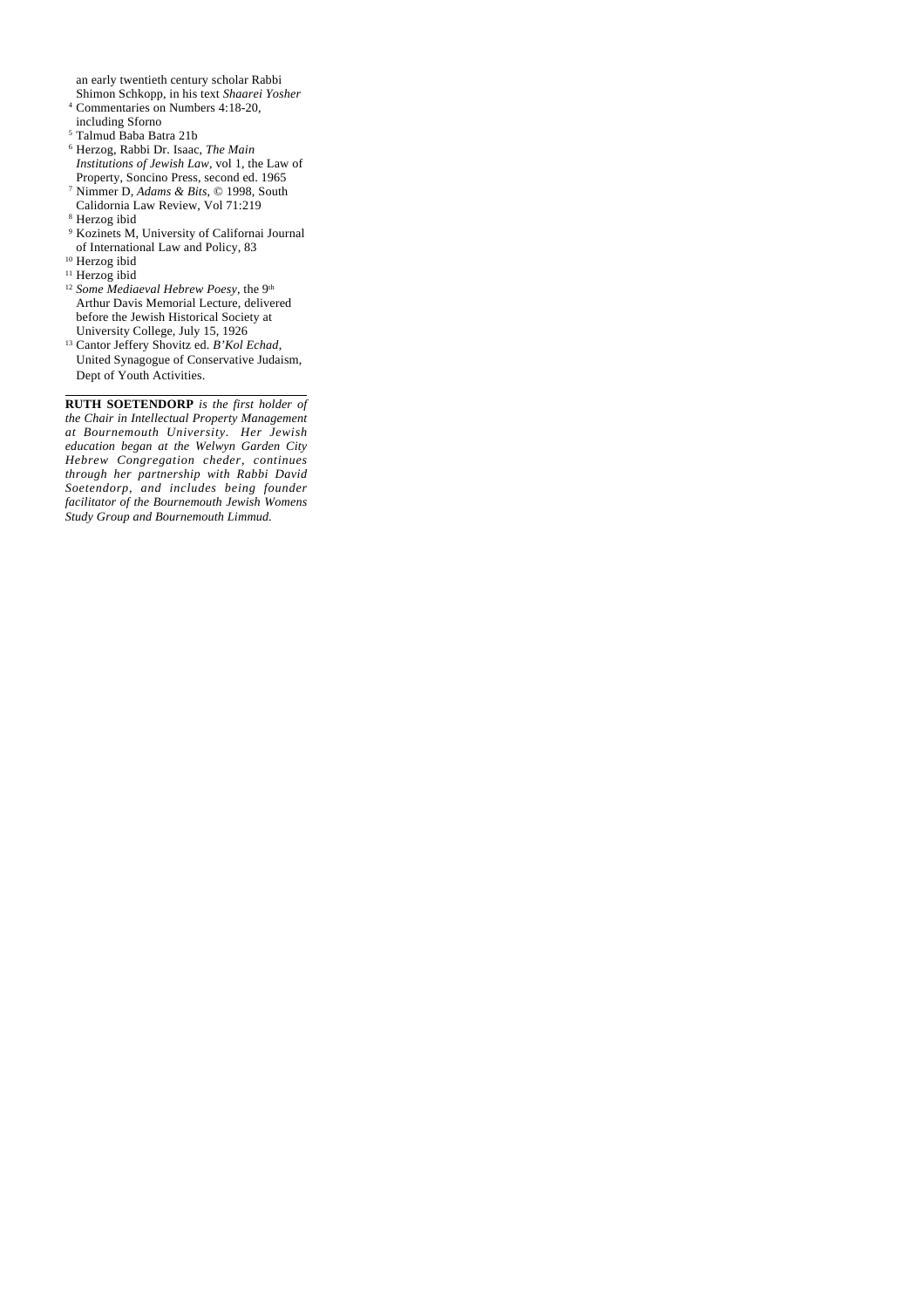an early twentieth century scholar Rabbi Shimon Schkopp, in his text *Shaarei Yosher*

[4] Commentaries on Numbers 4:18-20, including Sforno

[5] Talmud Baba Batra 21b

[6] Herzog, Rabbi Dr. Isaac, *The Main Institutions of Jewish Law*, vol 1, the Law of Property, Soncino Press, second ed. 1965

[7] Nimmer D, *Adams & Bits*, © 1998, South Calidornia Law Review, Vol 71:219

[8] Herzog ibid

[9] Kozinets M, University of Californai Journal of International Law and Policy, 83

[10] Herzog ibid

[11] Herzog ibid

[12] *Some Mediaeval Hebrew Poesy*, the 9th Arthur Davis Memorial Lecture, delivered before the Jewish Historical Society at University College, July 15, 1926

[13] Cantor Jeffery Shovitz ed. *B'Kol Echad*, United Synagogue of Conservative Judaism, Dept of Youth Activities.

---

**RUTH SOETENDORP** *is the first holder of the Chair in Intellectual Property Management at Bournemouth University. Her Jewish education began at the Welwyn Garden City Hebrew Congregation cheder, continues through her partnership with Rabbi David Soetendorp, and includes being founder facilitator of the Bournemouth Jewish Womens Study Group and Bournemouth Limmud.*